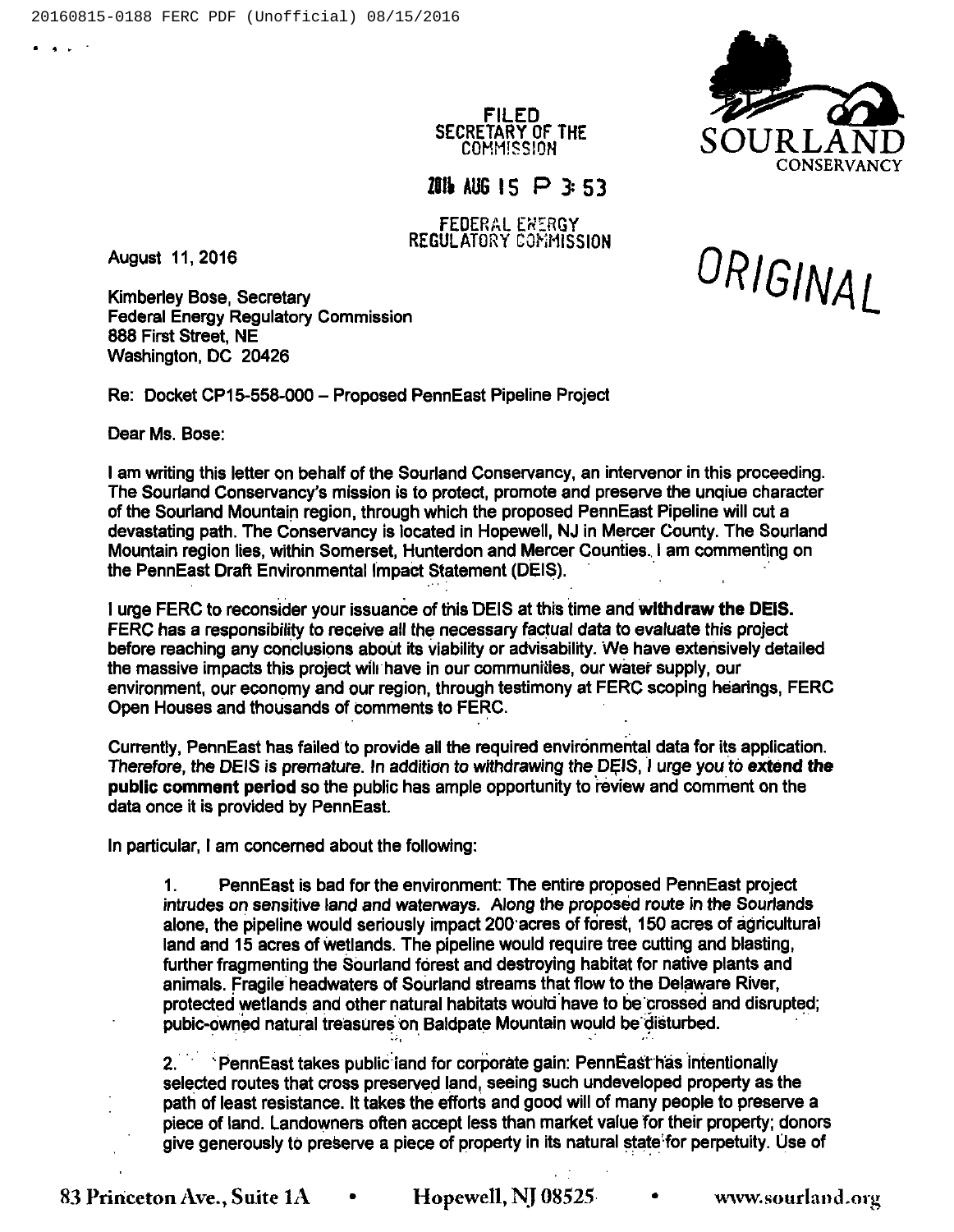FILED
SECRETARY OF THE
COMMISSION

2016 AUG 15 P 3:53

FEDERAL ENERGY
REGULATORY COMMISSION

SOURLAND
CONSERVANCY

ORIGINAL

August 11, 2016

Kimberley Bose, Secretary
Federal Energy Regulatory Commission
888 First Street, NE
Washington, DC 20426

Re: Docket CP15-558-000 – Proposed PennEast Pipeline Project

Dear Ms. Bose:

I am writing this letter on behalf of the Sourland Conservancy, an intervenor in this proceeding. The Sourland Conservancy's mission is to protect, promote and preserve the unqiue character of the Sourland Mountain region, through which the proposed PennEast Pipeline will cut a devastating path. The Conservancy is located in Hopewell, NJ in Mercer County. The Sourland Mountain region lies, within Somerset, Hunterdon and Mercer Counties. I am commenting on the PennEast Draft Environmental Impact Statement (DEIS).

I urge FERC to reconsider your issuance of this DEIS at this time and **withdraw the DEIS.** FERC has a responsibility to receive all the necessary factual data to evaluate this project before reaching any conclusions about its viability or advisability. We have extensively detailed the massive impacts this project will have in our communities, our water supply, our environment, our economy and our region, through testimony at FERC scoping hearings, FERC Open Houses and thousands of comments to FERC.

Currently, PennEast has failed to provide all the required environmental data for its application. *Therefore, the DEIS is premature. In addition to withdrawing the DEIS, I urge you to* **extend the public comment period** so the public has ample opportunity to review and comment on the data once it is provided by PennEast.

In particular, I am concerned about the following:

1. PennEast is bad for the environment: The entire proposed PennEast project *intrudes on sensitive land and waterways. Along the proposed route in the Sourlands* alone, the pipeline would seriously impact 200 acres of forest, 150 acres of agricultural land and 15 acres of wetlands. The pipeline would require tree cutting and blasting, further fragmenting the Sourland forest and destroying habitat for native plants and animals. Fragile headwaters of Sourland streams that flow to the Delaware River, protected wetlands and other natural habitats would have to be crossed and disrupted; pubic-owned natural treasures on Baldpate Mountain would be disturbed.

2. PennEast takes public land for corporate gain: PennEast has intentionally selected routes that cross preserved land, seeing such undeveloped property as the path of least resistance. It takes the efforts and good will of many people to preserve a piece of land. Landowners often accept less than market value for their property; donors give generously to preserve a piece of property in its natural state for perpetuity. Use of

83 Princeton Ave., Suite 1A • Hopewell, NJ 08525 • www.sourland.org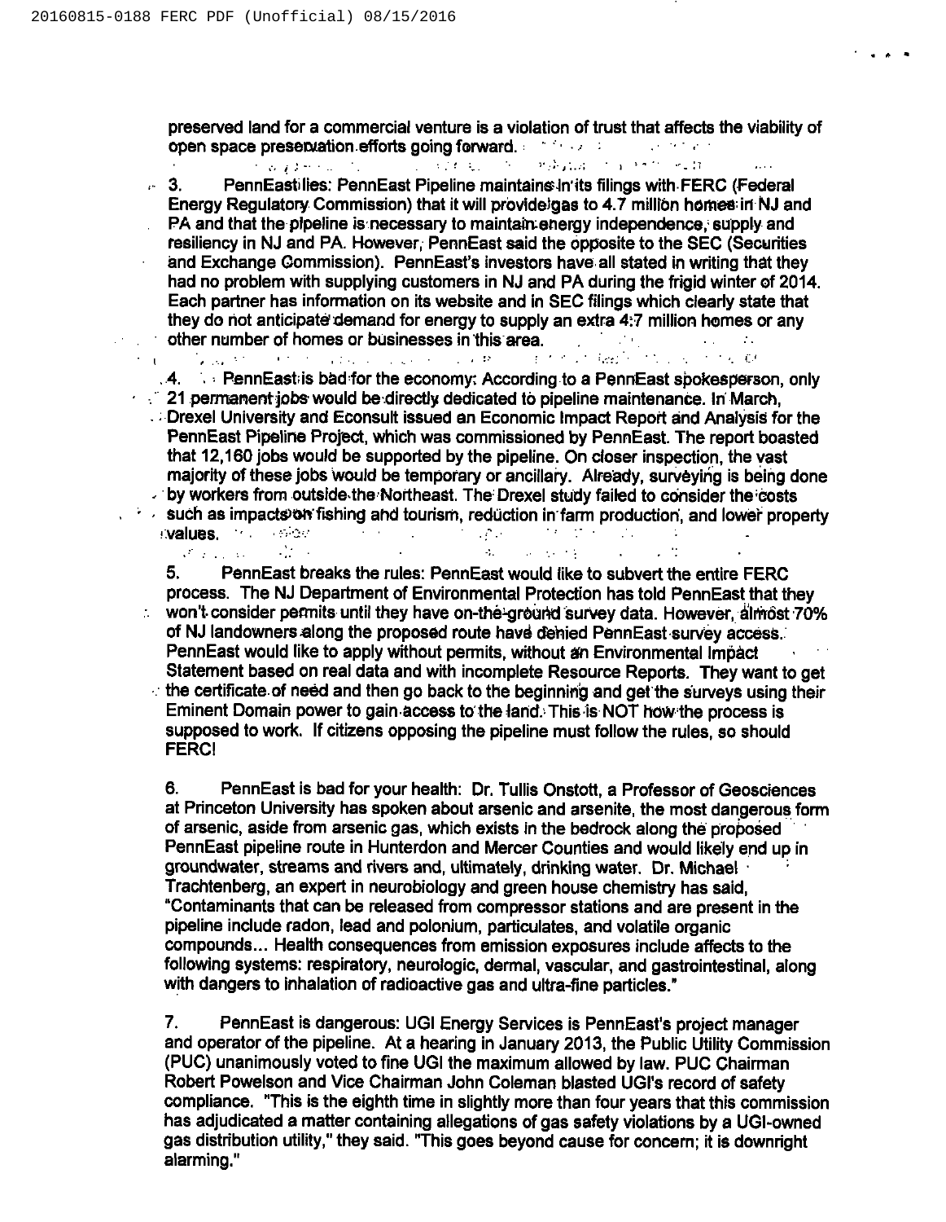preserved land for a commercial venture is a violation of trust that affects the viability of open space preservation efforts going forward.

3. PennEast lies: PennEast Pipeline maintains in its filings with FERC (Federal Energy Regulatory Commission) that it will provide gas to 4.7 million homes in NJ and PA and that the pipeline is necessary to maintain energy independence, supply and resiliency in NJ and PA. However, PennEast said the opposite to the SEC (Securities and Exchange Commission). PennEast's investors have all stated in writing that they had no problem with supplying customers in NJ and PA during the frigid winter of 2014. Each partner has information on its website and in SEC filings which clearly state that they do not anticipate demand for energy to supply an extra 4.7 million homes or any other number of homes or businesses in this area.

4. PennEast is bad for the economy: According to a PennEast spokesperson, only 21 permanent jobs would be directly dedicated to pipeline maintenance. In March, Drexel University and Econsult issued an Economic Impact Report and Analysis for the PennEast Pipeline Project, which was commissioned by PennEast. The report boasted that 12,160 jobs would be supported by the pipeline. On closer inspection, the vast majority of these jobs would be temporary or ancillary. Already, surveying is being done by workers from outside the Northeast. The Drexel study failed to consider the costs such as impacts on fishing and tourism, reduction in farm production, and lower property values.

5. PennEast breaks the rules: PennEast would like to subvert the entire FERC process. The NJ Department of Environmental Protection has told PennEast that they won't consider permits until they have on-the-ground survey data. However, almost 70% of NJ landowners along the proposed route have denied PennEast survey access. PennEast would like to apply without permits, without an Environmental Impact Statement based on real data and with incomplete Resource Reports. They want to get the certificate of need and then go back to the beginning and get the surveys using their Eminent Domain power to gain access to the land. This is NOT how the process is supposed to work. If citizens opposing the pipeline must follow the rules, so should FERC!

6. PennEast is bad for your health: Dr. Tullis Onstott, a Professor of Geosciences at Princeton University has spoken about arsenic and arsenite, the most dangerous form of arsenic, aside from arsenic gas, which exists in the bedrock along the proposed PennEast pipeline route in Hunterdon and Mercer Counties and would likely end up in groundwater, streams and rivers and, ultimately, drinking water. Dr. Michael Trachtenberg, an expert in neurobiology and green house chemistry has said, "Contaminants that can be released from compressor stations and are present in the pipeline include radon, lead and polonium, particulates, and volatile organic compounds... Health consequences from emission exposures include affects to the following systems: respiratory, neurologic, dermal, vascular, and gastrointestinal, along with dangers to inhalation of radioactive gas and ultra-fine particles."

7. PennEast is dangerous: UGI Energy Services is PennEast's project manager and operator of the pipeline. At a hearing in January 2013, the Public Utility Commission (PUC) unanimously voted to fine UGI the maximum allowed by law. PUC Chairman Robert Powelson and Vice Chairman John Coleman blasted UGI's record of safety compliance. "This is the eighth time in slightly more than four years that this commission has adjudicated a matter containing allegations of gas safety violations by a UGI-owned gas distribution utility," they said. "This goes beyond cause for concern; it is downright alarming."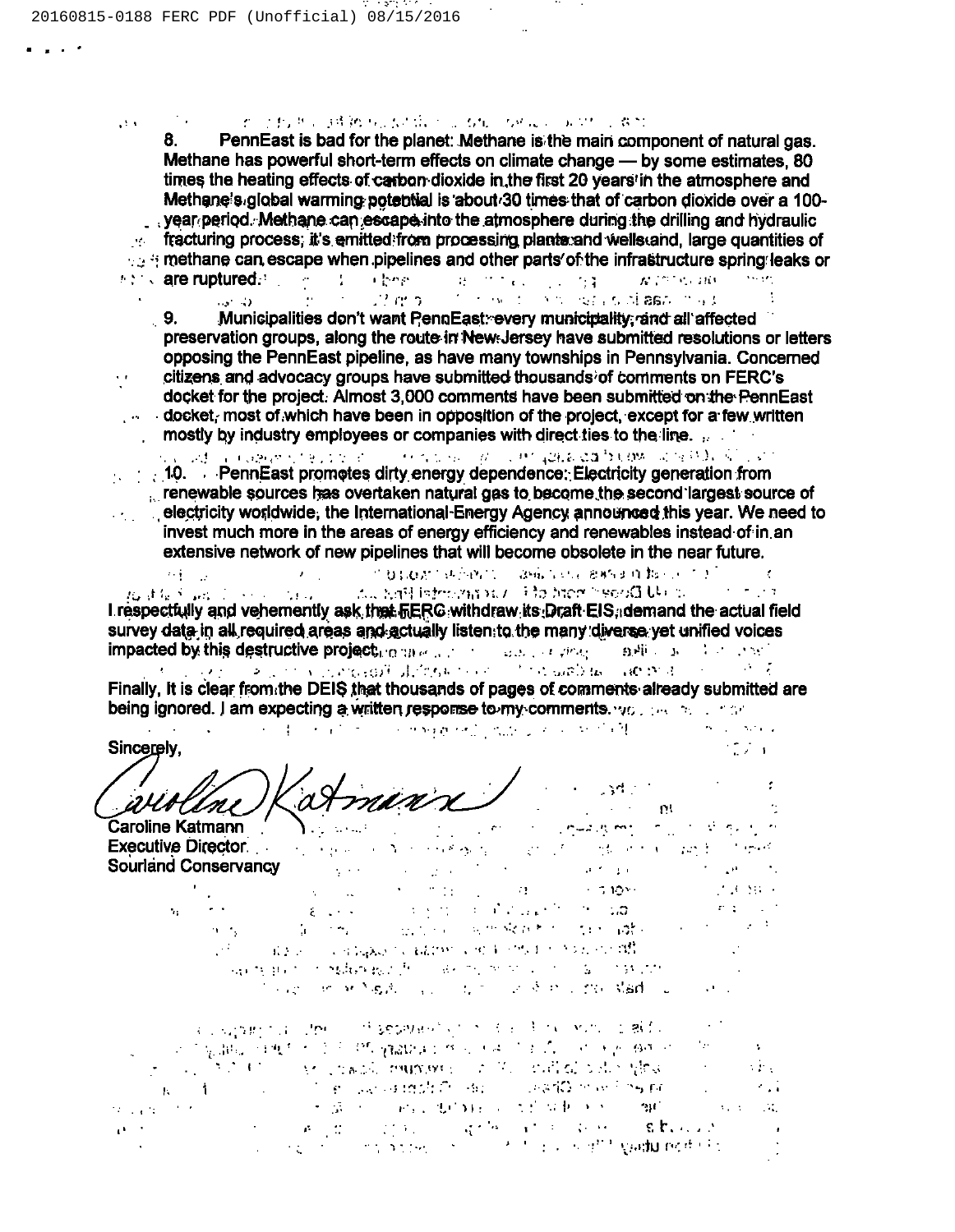8. PennEast is bad for the planet: Methane is the main component of natural gas. Methane has powerful short-term effects on climate change — by some estimates, 80 times the heating effects of carbon dioxide in the first 20 years in the atmosphere and Methane's global warming potential is about 30 times that of carbon dioxide over a 100-year period. Methane can escape into the atmosphere during the drilling and hydraulic fracturing process; it's emitted from processing plants and wells and, large quantities of methane can escape when pipelines and other parts of the infrastructure spring leaks or are ruptured.

9. Municipalities don't want PennEast: every municipality, and all affected preservation groups, along the route in New Jersey have submitted resolutions or letters opposing the PennEast pipeline, as have many townships in Pennsylvania. Concerned citizens and advocacy groups have submitted thousands of comments on FERC's docket for the project. Almost 3,000 comments have been submitted on the PennEast docket, most of which have been in opposition of the project, except for a few written mostly by industry employees or companies with direct ties to the line.

10. PennEast promotes dirty energy dependence: Electricity generation from renewable sources has overtaken natural gas to become the second largest source of electricity worldwide, the International Energy Agency announced this year. We need to invest much more in the areas of energy efficiency and renewables instead of in an extensive network of new pipelines that will become obsolete in the near future.

I respectfully and vehemently ask that FERC withdraw its Draft EIS, demand the actual field survey data in all required areas and actually listen to the many diverse yet unified voices impacted by this destructive project.

Finally, It is clear from the DEIS that thousands of pages of comments already submitted are being ignored. I am expecting a written response to my comments.

Sincerely,

Caroline Katmann
Executive Director
Sourland Conservancy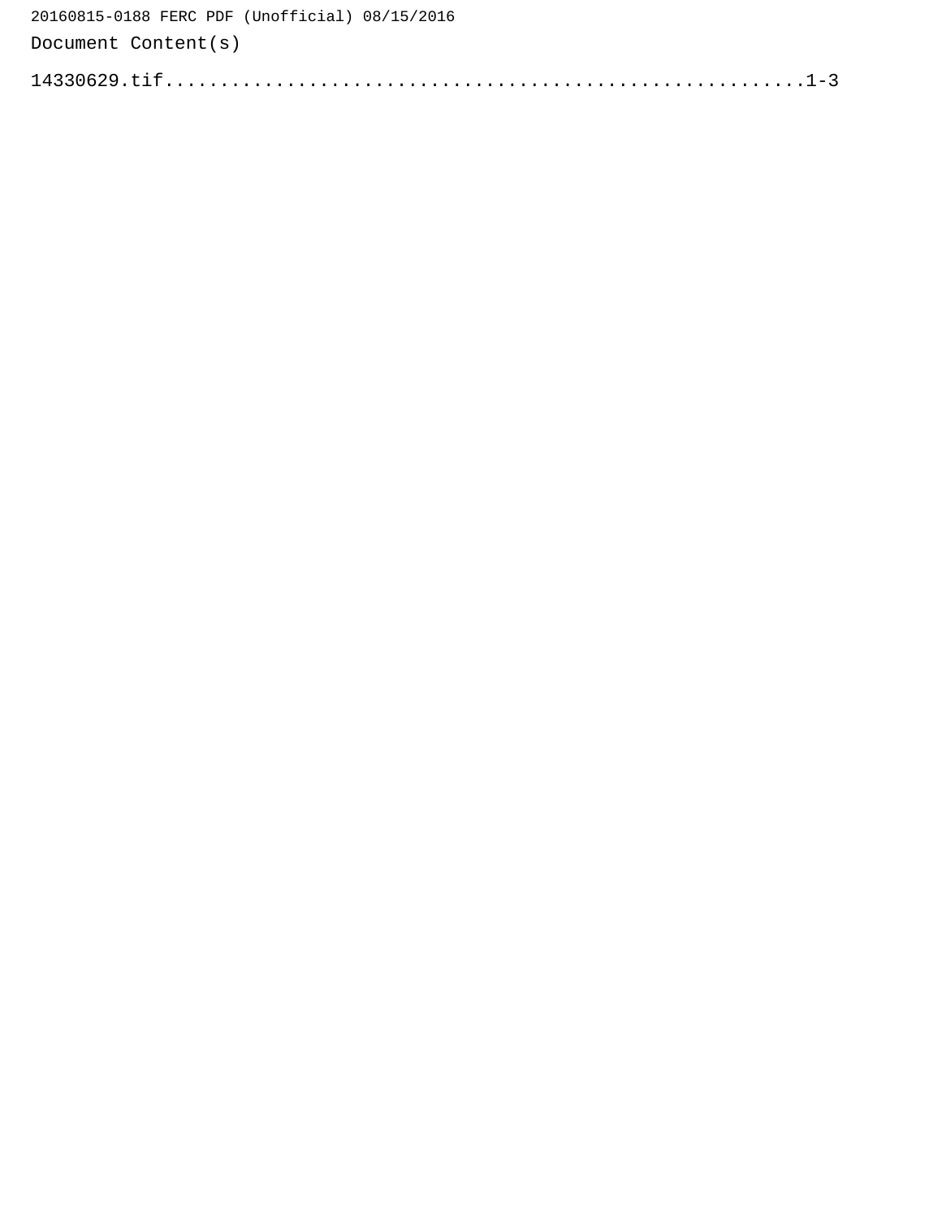Document Content(s)

14330629.tif......................................................1-3